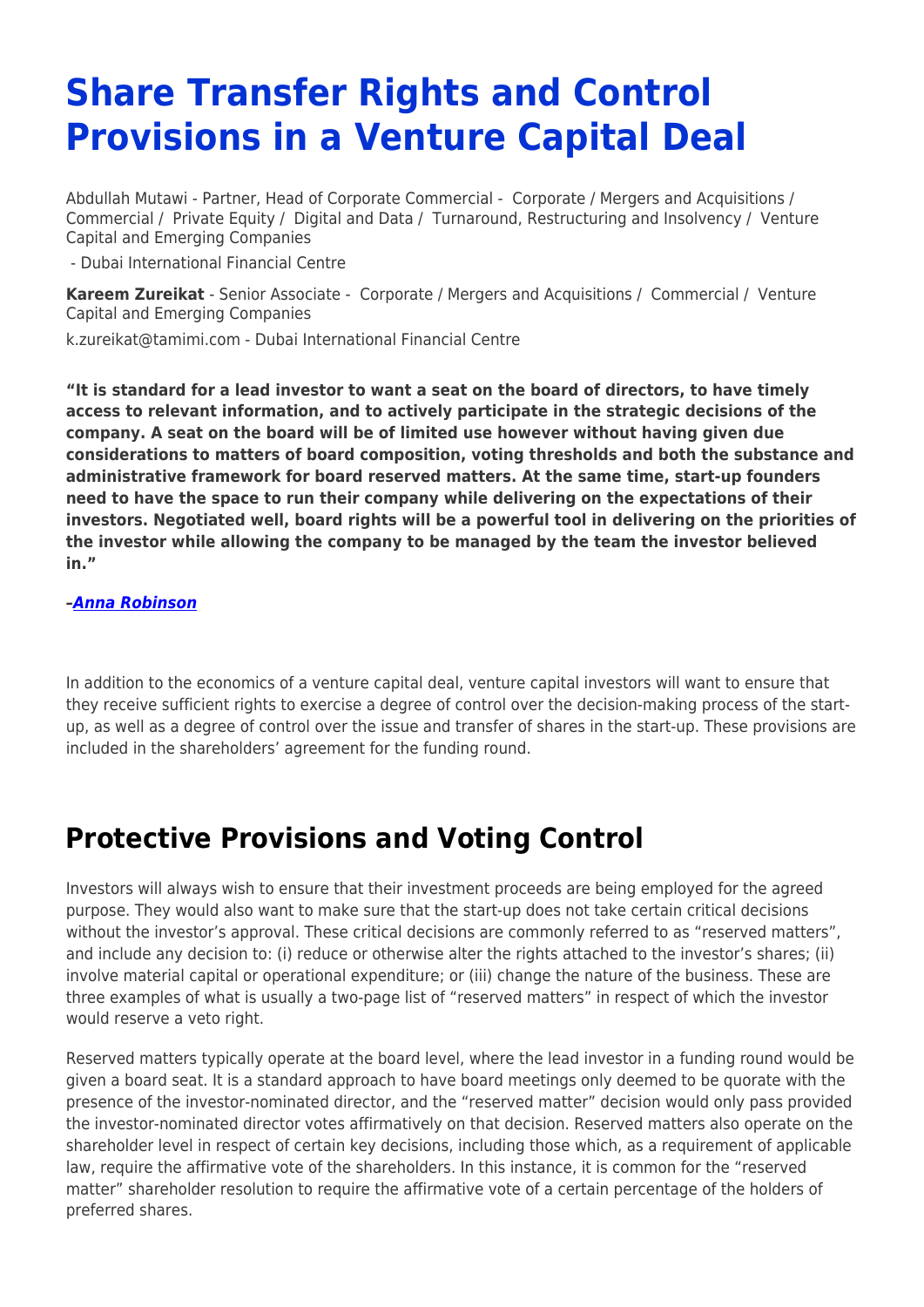# Share Transfer Rights and Control Provisions in a Venture Capital Deal

Abdullah Mutawi - Partner, Head of Corporate Commercial - Corporate / Mergers and Acquisitions / Commercial / Private Equity / Digital and Data / Turnaround, Restructuring and Insolvency / Venture Capital and Emerging Companies

- Dubai International Financial Centre

**Kareem Zureikat** - Senior Associate - Corporate / Mergers and Acquisitions / Commercial / Venture Capital and Emerging Companies

k.zureikat@tamimi.com - Dubai International Financial Centre

**"It is standard for a lead investor to want a seat on the board of directors, to have timely access to relevant information, and to actively participate in the strategic decisions of the company. A seat on the board will be of limited use however without having given due considerations to matters of board composition, voting thresholds and both the substance and administrative framework for board reserved matters. At the same time, start-up founders need to have the space to run their company while delivering on the expectations of their investors. Negotiated well, board rights will be a powerful tool in delivering on the priorities of the investor while allowing the company to be managed by the team the investor believed in."**

***–Anna Robinson***

In addition to the economics of a venture capital deal, venture capital investors will want to ensure that they receive sufficient rights to exercise a degree of control over the decision-making process of the start-up, as well as a degree of control over the issue and transfer of shares in the start-up. These provisions are included in the shareholders' agreement for the funding round.

## Protective Provisions and Voting Control

Investors will always wish to ensure that their investment proceeds are being employed for the agreed purpose. They would also want to make sure that the start-up does not take certain critical decisions without the investor's approval. These critical decisions are commonly referred to as "reserved matters", and include any decision to: (i) reduce or otherwise alter the rights attached to the investor's shares; (ii) involve material capital or operational expenditure; or (iii) change the nature of the business. These are three examples of what is usually a two-page list of "reserved matters" in respect of which the investor would reserve a veto right.

Reserved matters typically operate at the board level, where the lead investor in a funding round would be given a board seat. It is a standard approach to have board meetings only deemed to be quorate with the presence of the investor-nominated director, and the "reserved matter" decision would only pass provided the investor-nominated director votes affirmatively on that decision. Reserved matters also operate on the shareholder level in respect of certain key decisions, including those which, as a requirement of applicable law, require the affirmative vote of the shareholders. In this instance, it is common for the "reserved matter" shareholder resolution to require the affirmative vote of a certain percentage of the holders of preferred shares.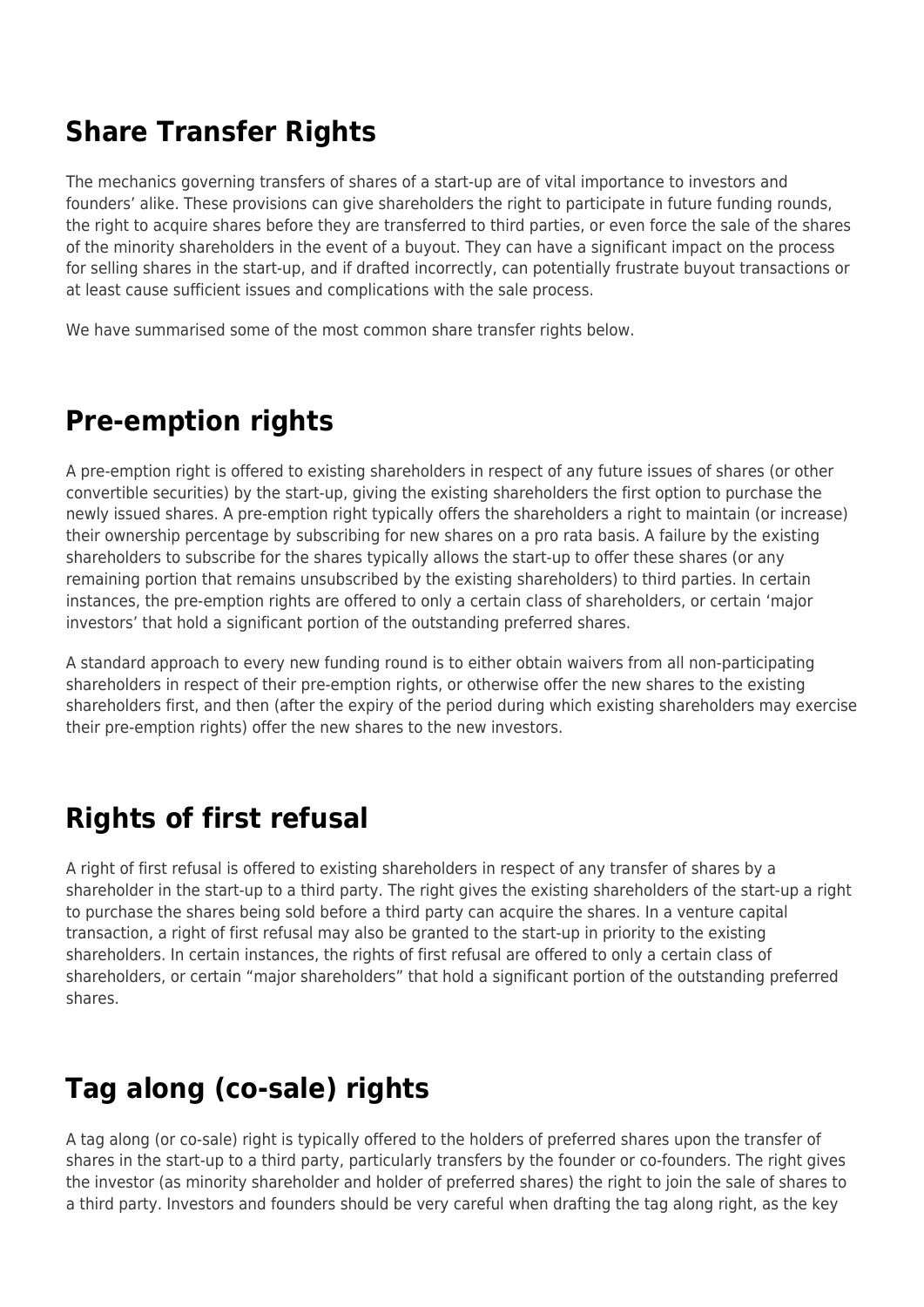## Share Transfer Rights

The mechanics governing transfers of shares of a start-up are of vital importance to investors and founders' alike. These provisions can give shareholders the right to participate in future funding rounds, the right to acquire shares before they are transferred to third parties, or even force the sale of the shares of the minority shareholders in the event of a buyout. They can have a significant impact on the process for selling shares in the start-up, and if drafted incorrectly, can potentially frustrate buyout transactions or at least cause sufficient issues and complications with the sale process.

We have summarised some of the most common share transfer rights below.

## Pre-emption rights

A pre-emption right is offered to existing shareholders in respect of any future issues of shares (or other convertible securities) by the start-up, giving the existing shareholders the first option to purchase the newly issued shares. A pre-emption right typically offers the shareholders a right to maintain (or increase) their ownership percentage by subscribing for new shares on a pro rata basis. A failure by the existing shareholders to subscribe for the shares typically allows the start-up to offer these shares (or any remaining portion that remains unsubscribed by the existing shareholders) to third parties. In certain instances, the pre-emption rights are offered to only a certain class of shareholders, or certain 'major investors' that hold a significant portion of the outstanding preferred shares.

A standard approach to every new funding round is to either obtain waivers from all non-participating shareholders in respect of their pre-emption rights, or otherwise offer the new shares to the existing shareholders first, and then (after the expiry of the period during which existing shareholders may exercise their pre-emption rights) offer the new shares to the new investors.

## Rights of first refusal

A right of first refusal is offered to existing shareholders in respect of any transfer of shares by a shareholder in the start-up to a third party. The right gives the existing shareholders of the start-up a right to purchase the shares being sold before a third party can acquire the shares. In a venture capital transaction, a right of first refusal may also be granted to the start-up in priority to the existing shareholders. In certain instances, the rights of first refusal are offered to only a certain class of shareholders, or certain "major shareholders" that hold a significant portion of the outstanding preferred shares.

## Tag along (co-sale) rights

A tag along (or co-sale) right is typically offered to the holders of preferred shares upon the transfer of shares in the start-up to a third party, particularly transfers by the founder or co-founders. The right gives the investor (as minority shareholder and holder of preferred shares) the right to join the sale of shares to a third party. Investors and founders should be very careful when drafting the tag along right, as the key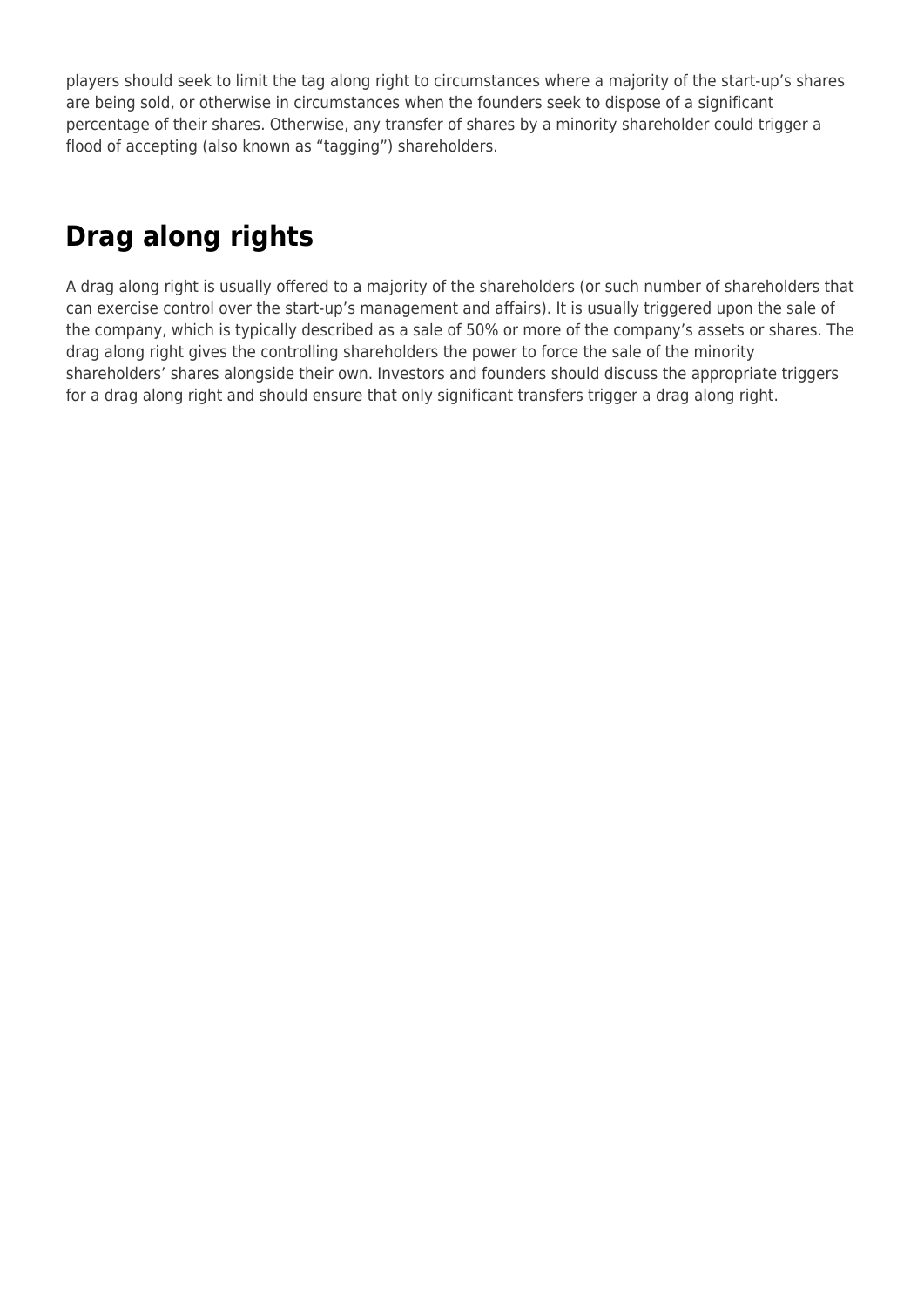players should seek to limit the tag along right to circumstances where a majority of the start-up's shares are being sold, or otherwise in circumstances when the founders seek to dispose of a significant percentage of their shares. Otherwise, any transfer of shares by a minority shareholder could trigger a flood of accepting (also known as "tagging") shareholders.

## Drag along rights

A drag along right is usually offered to a majority of the shareholders (or such number of shareholders that can exercise control over the start-up's management and affairs). It is usually triggered upon the sale of the company, which is typically described as a sale of 50% or more of the company's assets or shares. The drag along right gives the controlling shareholders the power to force the sale of the minority shareholders' shares alongside their own. Investors and founders should discuss the appropriate triggers for a drag along right and should ensure that only significant transfers trigger a drag along right.